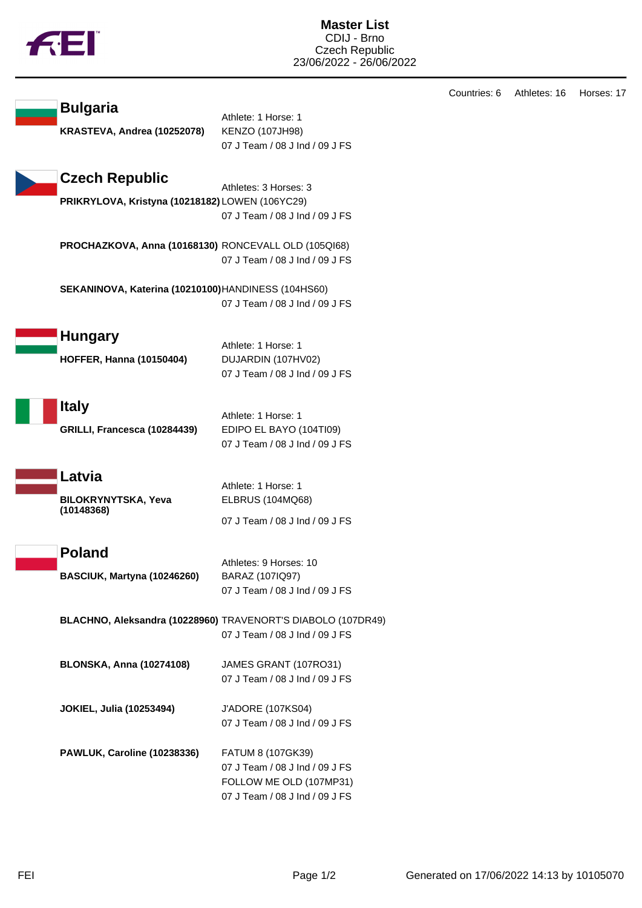# Master List

CDIJ - Brno
Czech Republic
23/06/2022 - 26/06/2022

Countries: 6 Athletes: 16 Horses: 17

## Bulgaria

Athlete: 1 Horse: 1

**KRASTEVA, Andrea (10252078)** KENZO (107JH98)
07 J Team / 08 J Ind / 09 J FS

## Czech Republic

Athletes: 3 Horses: 3

**PRIKRYLOVA, Kristyna (10218182)** LOWEN (106YC29)
07 J Team / 08 J Ind / 09 J FS

**PROCHAZKOVA, Anna (10168130)** RONCEVALL OLD (105QI68)
07 J Team / 08 J Ind / 09 J FS

**SEKANINOVA, Katerina (10210100)** HANDINESS (104HS60)
07 J Team / 08 J Ind / 09 J FS

## Hungary

Athlete: 1 Horse: 1

**HOFFER, Hanna (10150404)** DUJARDIN (107HV02)
07 J Team / 08 J Ind / 09 J FS

## Italy

Athlete: 1 Horse: 1

**GRILLI, Francesca (10284439)** EDIPO EL BAYO (104TI09)
07 J Team / 08 J Ind / 09 J FS

## Latvia

Athlete: 1 Horse: 1

**BILOKRYNYTSKA, Yeva (10148368)** ELBRUS (104MQ68)
07 J Team / 08 J Ind / 09 J FS

## Poland

Athletes: 9 Horses: 10

**BASCIUK, Martyna (10246260)** BARAZ (107IQ97)
07 J Team / 08 J Ind / 09 J FS

**BLACHNO, Aleksandra (10228960)** TRAVENORT'S DIABOLO (107DR49)
07 J Team / 08 J Ind / 09 J FS

**BLONSKA, Anna (10274108)** JAMES GRANT (107RO31)
07 J Team / 08 J Ind / 09 J FS

**JOKIEL, Julia (10253494)** J'ADORE (107KS04)
07 J Team / 08 J Ind / 09 J FS

**PAWLUK, Caroline (10238336)** FATUM 8 (107GK39)
07 J Team / 08 J Ind / 09 J FS
FOLLOW ME OLD (107MP31)
07 J Team / 08 J Ind / 09 J FS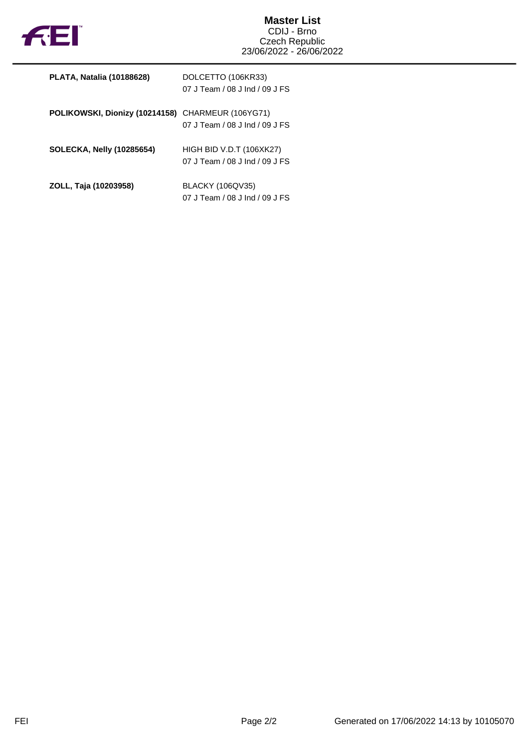**Master List**
CDIJ - Brno
Czech Republic
23/06/2022 - 26/06/2022

| | |
|---|---|
| **PLATA, Natalia (10188628)** | DOLCETTO (106KR33)<br>07 J Team / 08 J Ind / 09 J FS |
| **POLIKOWSKI, Dionizy (10214158)** | CHARMEUR (106YG71)<br>07 J Team / 08 J Ind / 09 J FS |
| **SOLECKA, Nelly (10285654)** | HIGH BID V.D.T (106XK27)<br>07 J Team / 08 J Ind / 09 J FS |
| **ZOLL, Taja (10203958)** | BLACKY (106QV35)<br>07 J Team / 08 J Ind / 09 J FS |

Generated on 17/06/2022 14:13 by 10105070